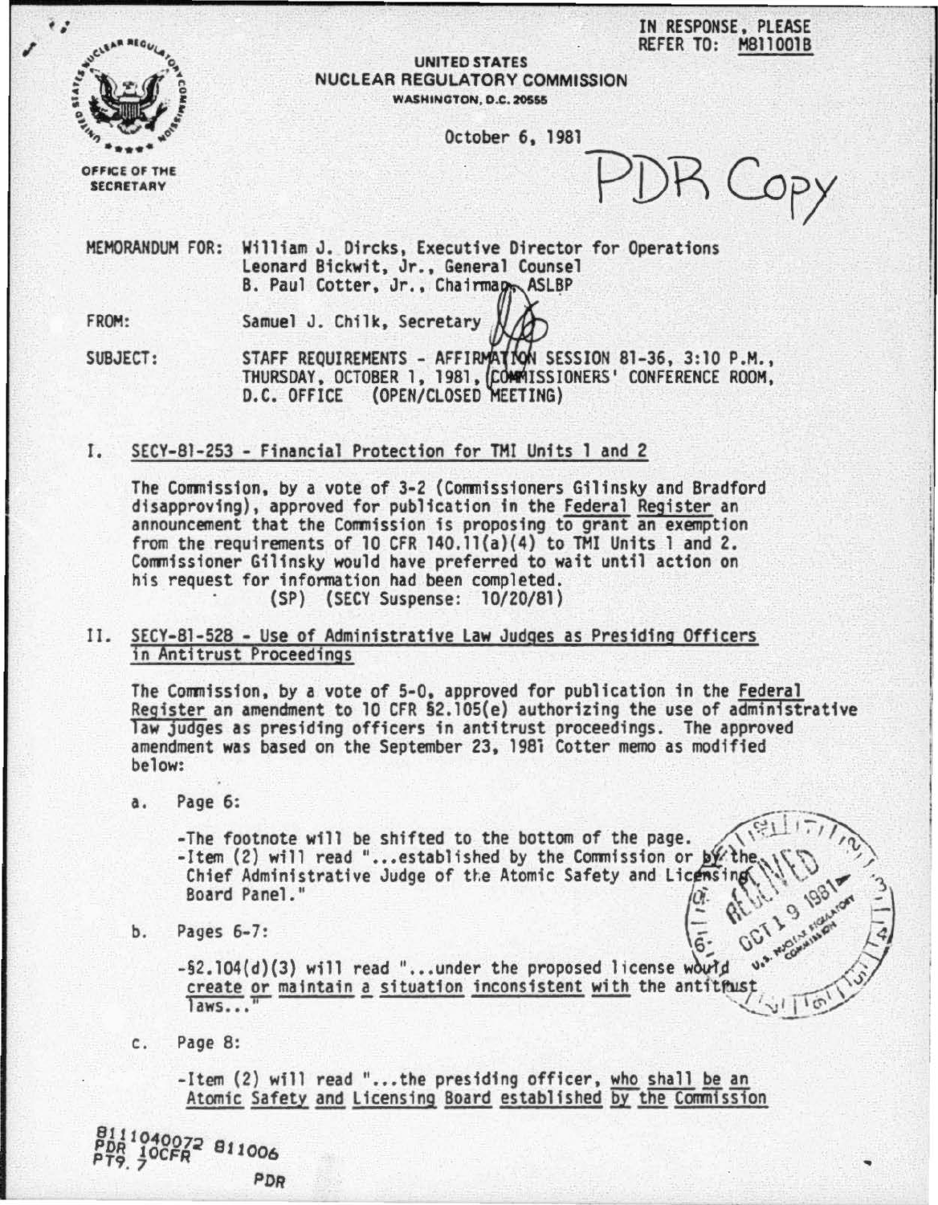IN RESPONSE, PLEASE REFER TO: M811001B

UNITED STATES
NUCLEAR REGULATORY COMMISSION
WASHINGTON, D.C. 20555

OFFICE OF THE SECRETARY

October 6, 1981

PDR Copy

MEMORANDUM FOR: William J. Dircks, Executive Director for Operations
Leonard Bickwit, Jr., General Counsel
B. Paul Cotter, Jr., Chairman, ASLBP

FROM: Samuel J. Chilk, Secretary

SUBJECT: STAFF REQUIREMENTS - AFFIRMATION SESSION 81-36, 3:10 P.M., THURSDAY, OCTOBER 1, 1981, COMMISSIONERS' CONFERENCE ROOM, D.C. OFFICE (OPEN/CLOSED MEETING)

I. SECY-81-253 - Financial Protection for TMI Units 1 and 2

The Commission, by a vote of 3-2 (Commissioners Gilinsky and Bradford disapproving), approved for publication in the Federal Register an announcement that the Commission is proposing to grant an exemption from the requirements of 10 CFR 140.11(a)(4) to TMI Units 1 and 2. Commissioner Gilinsky would have preferred to wait until action on his request for information had been completed.
(SP) (SECY Suspense: 10/20/81)

II. SECY-81-528 - Use of Administrative Law Judges as Presiding Officers in Antitrust Proceedings

The Commission, by a vote of 5-0, approved for publication in the Federal Register an amendment to 10 CFR §2.105(e) authorizing the use of administrative law judges as presiding officers in antitrust proceedings. The approved amendment was based on the September 23, 1981 Cotter memo as modified below:

a. Page 6:

-The footnote will be shifted to the bottom of the page.
-Item (2) will read "...established by the Commission or by the Chief Administrative Judge of the Atomic Safety and Licensing Board Panel."

b. Pages 6-7:

-§2.104(d)(3) will read "...under the proposed license would create or maintain a situation inconsistent with the antitrust laws..."

c. Page 8:

-Item (2) will read "...the presiding officer, who shall be an Atomic Safety and Licensing Board established by the Commission

8111040072 811006
PDR 10CFR
PT9.7 PDR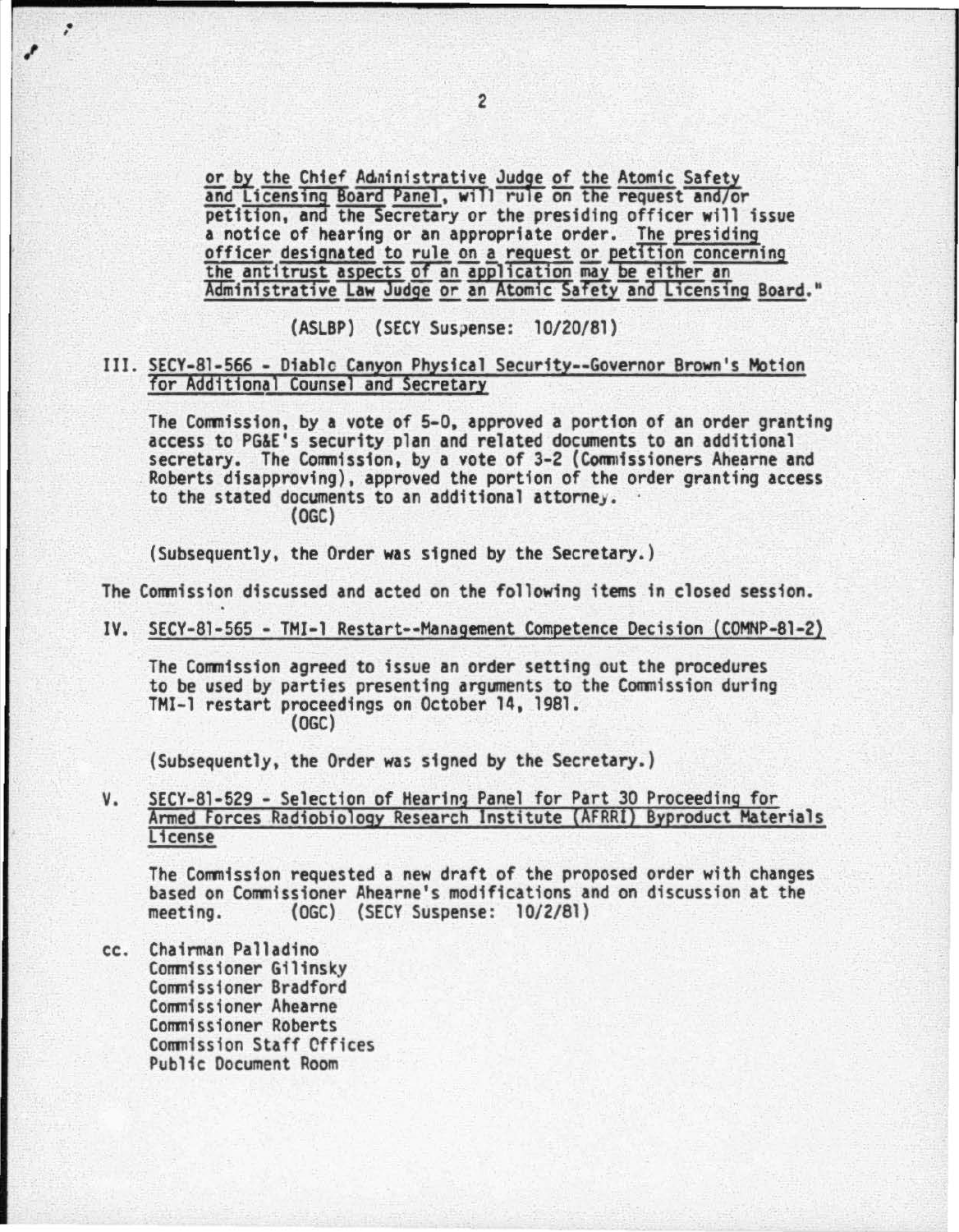or by the Chief Administrative Judge of the Atomic Safety and Licensing Board Panel, will rule on the request and/or petition, and the Secretary or the presiding officer will issue a notice of hearing or an appropriate order. The presiding officer designated to rule on a request or petition concerning the antitrust aspects of an application may be either an Administrative Law Judge or an Atomic Safety and Licensing Board."

(ASLBP) (SECY Suspense: 10/20/81)

III. SECY-81-566 - Diablo Canyon Physical Security--Governor Brown's Motion for Additional Counsel and Secretary

The Commission, by a vote of 5-0, approved a portion of an order granting access to PG&E's security plan and related documents to an additional secretary. The Commission, by a vote of 3-2 (Commissioners Ahearne and Roberts disapproving), approved the portion of the order granting access to the stated documents to an additional attorney.
(OGC)

(Subsequently, the Order was signed by the Secretary.)

The Commission discussed and acted on the following items in closed session.

IV. SECY-81-565 - TMI-1 Restart--Management Competence Decision (COMNP-81-2)

The Commission agreed to issue an order setting out the procedures to be used by parties presenting arguments to the Commission during TMI-1 restart proceedings on October 14, 1981.
(OGC)

(Subsequently, the Order was signed by the Secretary.)

V. SECY-81-529 - Selection of Hearing Panel for Part 30 Proceeding for Armed Forces Radiobiology Research Institute (AFRRI) Byproduct Materials License

The Commission requested a new draft of the proposed order with changes based on Commissioner Ahearne's modifications and on discussion at the meeting. (OGC) (SECY Suspense: 10/2/81)

cc. Chairman Palladino
Commissioner Gilinsky
Commissioner Bradford
Commissioner Ahearne
Commissioner Roberts
Commission Staff Offices
Public Document Room